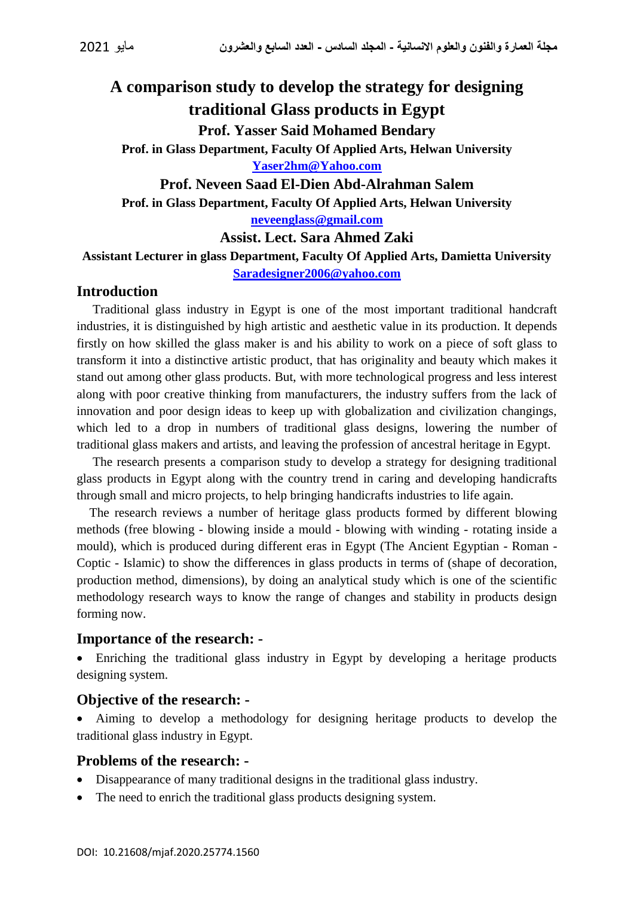# A comparison study to develop the strategy for designing traditional Glass products in Egypt

**Prof. Yasser Said Mohamed Bendary**

**Prof. in Glass Department, Faculty Of Applied Arts, Helwan University**

**Yaser2hm@Yahoo.com**

**Prof. Neveen Saad El-Dien Abd-Alrahman Salem**

**Prof. in Glass Department, Faculty Of Applied Arts, Helwan University**

**neveenglass@gmail.com**

**Assist. Lect. Sara Ahmed Zaki**

**Assistant Lecturer in glass Department, Faculty Of Applied Arts, Damietta University**

**Saradesigner2006@yahoo.com**

## Introduction

Traditional glass industry in Egypt is one of the most important traditional handcraft industries, it is distinguished by high artistic and aesthetic value in its production. It depends firstly on how skilled the glass maker is and his ability to work on a piece of soft glass to transform it into a distinctive artistic product, that has originality and beauty which makes it stand out among other glass products. But, with more technological progress and less interest along with poor creative thinking from manufacturers, the industry suffers from the lack of innovation and poor design ideas to keep up with globalization and civilization changings, which led to a drop in numbers of traditional glass designs, lowering the number of traditional glass makers and artists, and leaving the profession of ancestral heritage in Egypt.

The research presents a comparison study to develop a strategy for designing traditional glass products in Egypt along with the country trend in caring and developing handicrafts through small and micro projects, to help bringing handicrafts industries to life again.

The research reviews a number of heritage glass products formed by different blowing methods (free blowing - blowing inside a mould - blowing with winding - rotating inside a mould), which is produced during different eras in Egypt (The Ancient Egyptian - Roman - Coptic - Islamic) to show the differences in glass products in terms of (shape of decoration, production method, dimensions), by doing an analytical study which is one of the scientific methodology research ways to know the range of changes and stability in products design forming now.

## Importance of the research: -

- Enriching the traditional glass industry in Egypt by developing a heritage products designing system.

## Objective of the research: -

- Aiming to develop a methodology for designing heritage products to develop the traditional glass industry in Egypt.

## Problems of the research: -

- Disappearance of many traditional designs in the traditional glass industry.
- The need to enrich the traditional glass products designing system.

DOI: 10.21608/mjaf.2020.25774.1560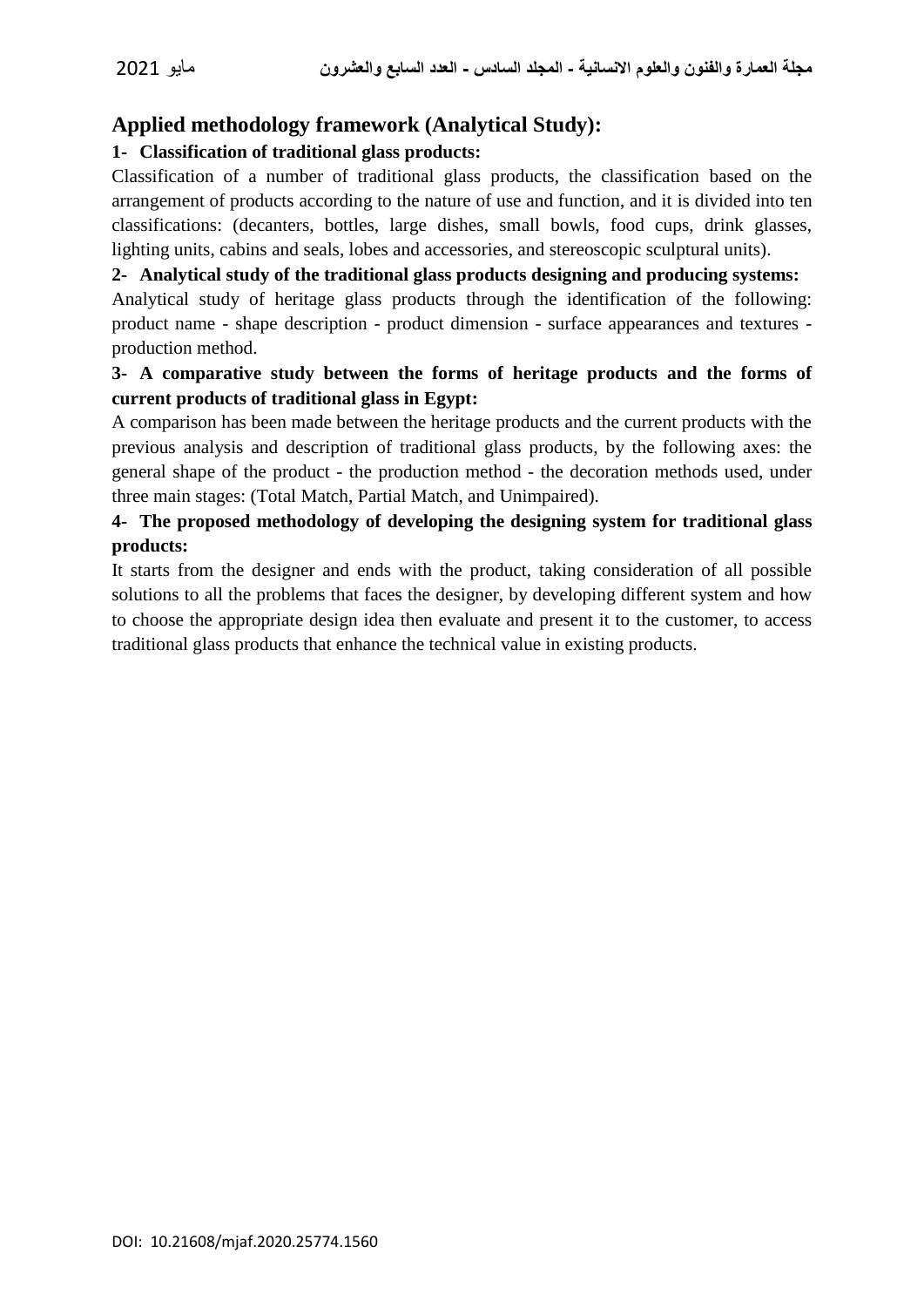## Applied methodology framework (Analytical Study):

**1- Classification of traditional glass products:**

Classification of a number of traditional glass products, the classification based on the arrangement of products according to the nature of use and function, and it is divided into ten classifications: (decanters, bottles, large dishes, small bowls, food cups, drink glasses, lighting units, cabins and seals, lobes and accessories, and stereoscopic sculptural units).

**2- Analytical study of the traditional glass products designing and producing systems:**

Analytical study of heritage glass products through the identification of the following: product name - shape description - product dimension - surface appearances and textures - production method.

**3- A comparative study between the forms of heritage products and the forms of current products of traditional glass in Egypt:**

A comparison has been made between the heritage products and the current products with the previous analysis and description of traditional glass products, by the following axes: the general shape of the product - the production method - the decoration methods used, under three main stages: (Total Match, Partial Match, and Unimpaired).

**4- The proposed methodology of developing the designing system for traditional glass products:**

It starts from the designer and ends with the product, taking consideration of all possible solutions to all the problems that faces the designer, by developing different system and how to choose the appropriate design idea then evaluate and present it to the customer, to access traditional glass products that enhance the technical value in existing products.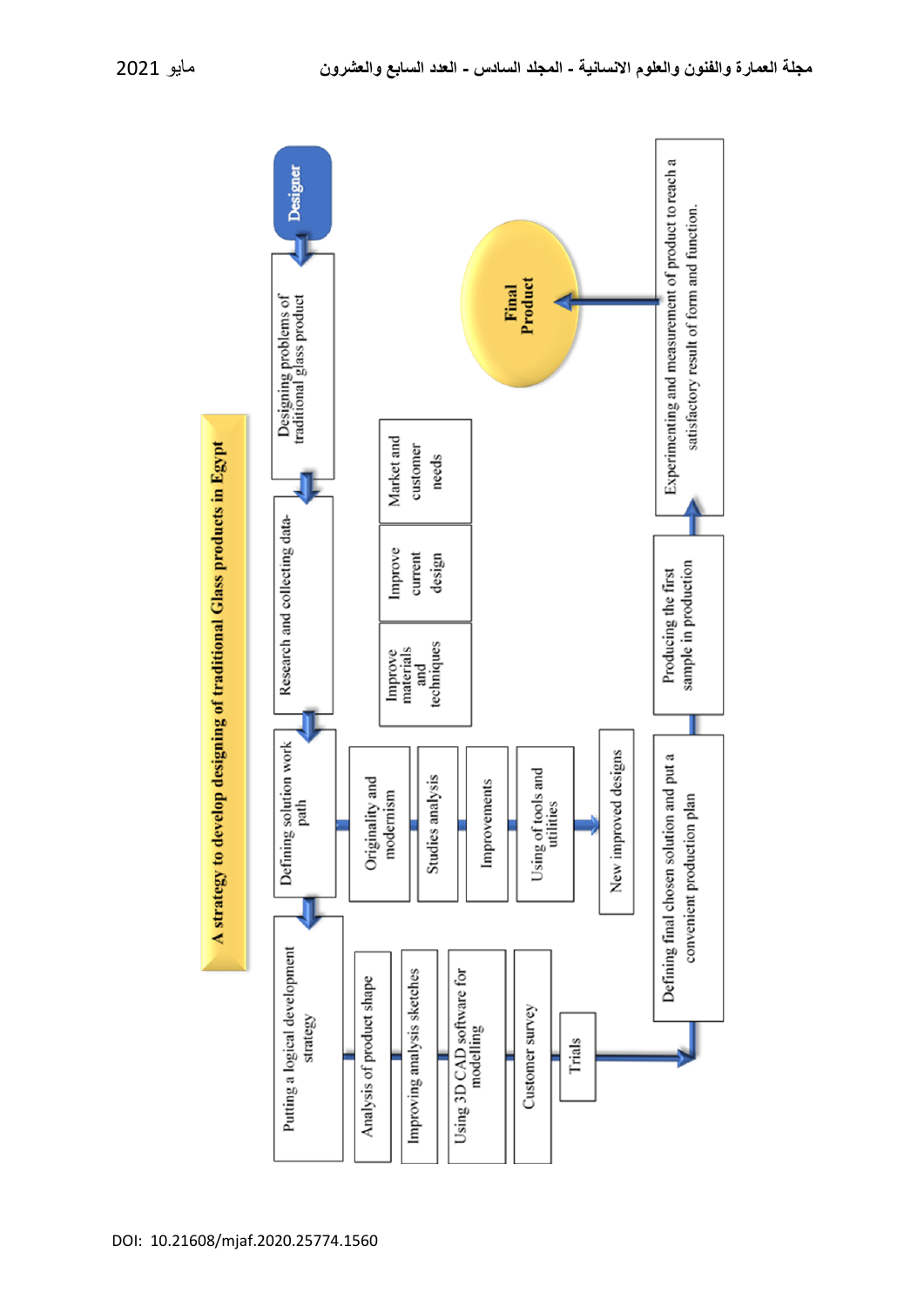**A strategy to develop designing of traditional Glass products in Egypt**

- Designer
- Designing problems of traditional glass product
- Research and collecting data-
  - Improve materials and techniques
  - Improve current design
  - Market and customer needs
- Defining solution work path
  - Originality and modernism
  - Studies analysis
  - Improvements
  - Using of tools and utilities
  - New improved designs
- Putting a logical development strategy
  - Analysis of product shape
  - Improving analysis sketches
  - Using 3D CAD software for modelling
  - Customer survey
  - Trials
- Defining final chosen solution and put a convenient production plan
- Producing the first sample in production
- Experimenting and measurement of product to reach a satisfactory result of form and function.
- Final Product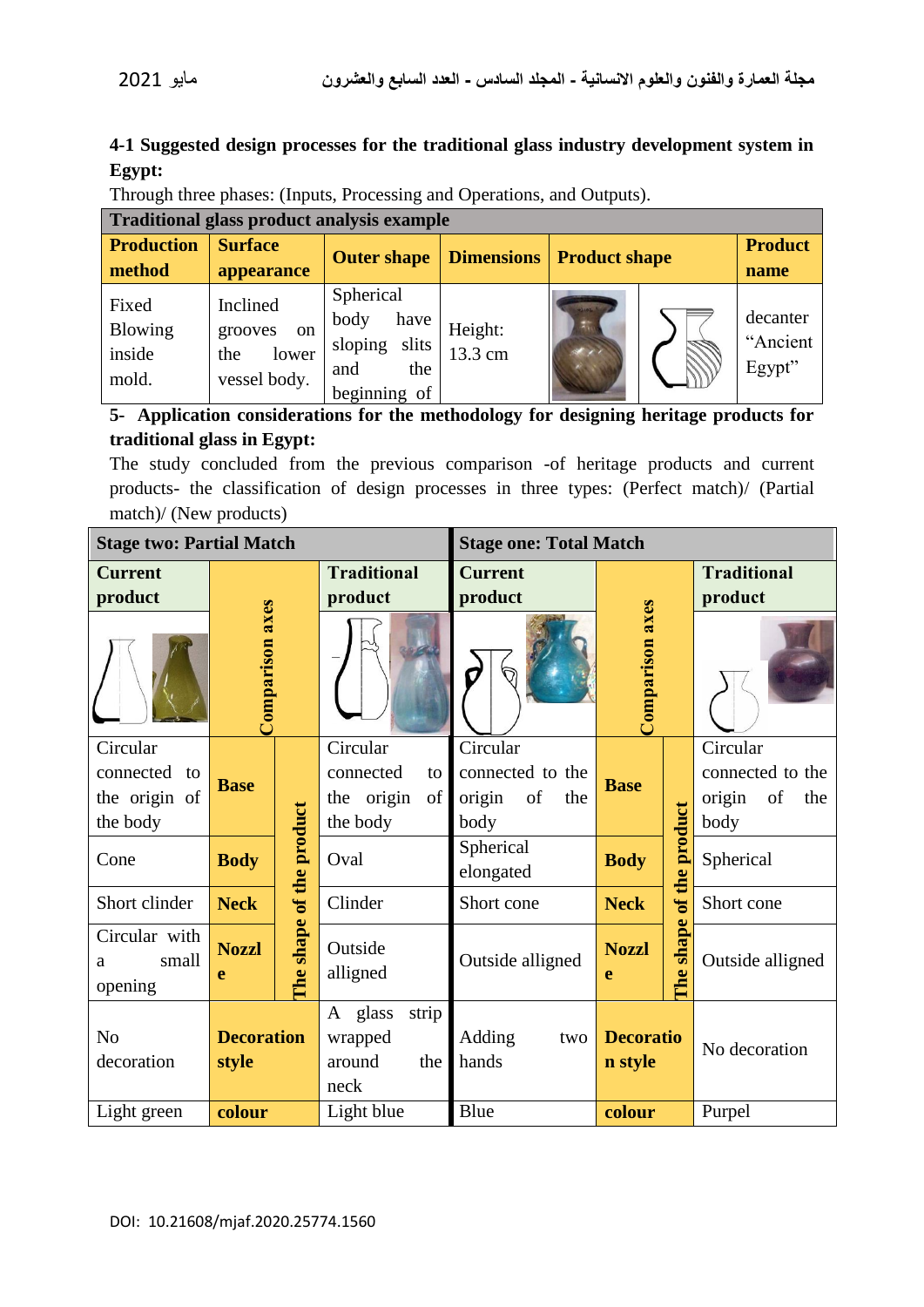**4-1 Suggested design processes for the traditional glass industry development system in Egypt:**

Through three phases: (Inputs, Processing and Operations, and Outputs).

| Traditional glass product analysis example | | | | | |
|---|---|---|---|---|---|
| **Production method** | **Surface appearance** | **Outer shape** | **Dimensions** | **Product shape** | **Product name** |
| Fixed Blowing inside mold. | Inclined grooves on the lower vessel body. | Spherical body have sloping slits and the beginning of | Height: 13.3 cm | | decanter "Ancient Egypt" |

**5- Application considerations for the methodology for designing heritage products for traditional glass in Egypt:**

The study concluded from the previous comparison -of heritage products and current products- the classification of design processes in three types: (Perfect match)/ (Partial match)/ (New products)

| **Stage two: Partial Match** | | | | **Stage one: Total Match** | | | |
|---|---|---|---|---|---|---|---|
| **Current product** | **Comparison axes** | | **Traditional product** | **Current product** | **Comparison axes** | | **Traditional product** |
| Circular connected to the origin of the body | **Base** | **The shape of the product** | Circular connected to the origin of the body | Circular connected to the origin of the body | **Base** | **The shape of the product** | Circular connected to the origin of the body |
| Cone | **Body** | | Oval | Spherical elongated | **Body** | | Spherical |
| Short clinder | **Neck** | | Clinder | Short cone | **Neck** | | Short cone |
| Circular with a small opening | **Nozzle** | | Outside alligned | Outside alligned | **Nozzle** | | Outside alligned |
| No decoration | **Decoration style** | | A glass strip wrapped around the neck | Adding two hands | **Decoration style** | | No decoration |
| Light green | **colour** | | Light blue | Blue | **colour** | | Purpel |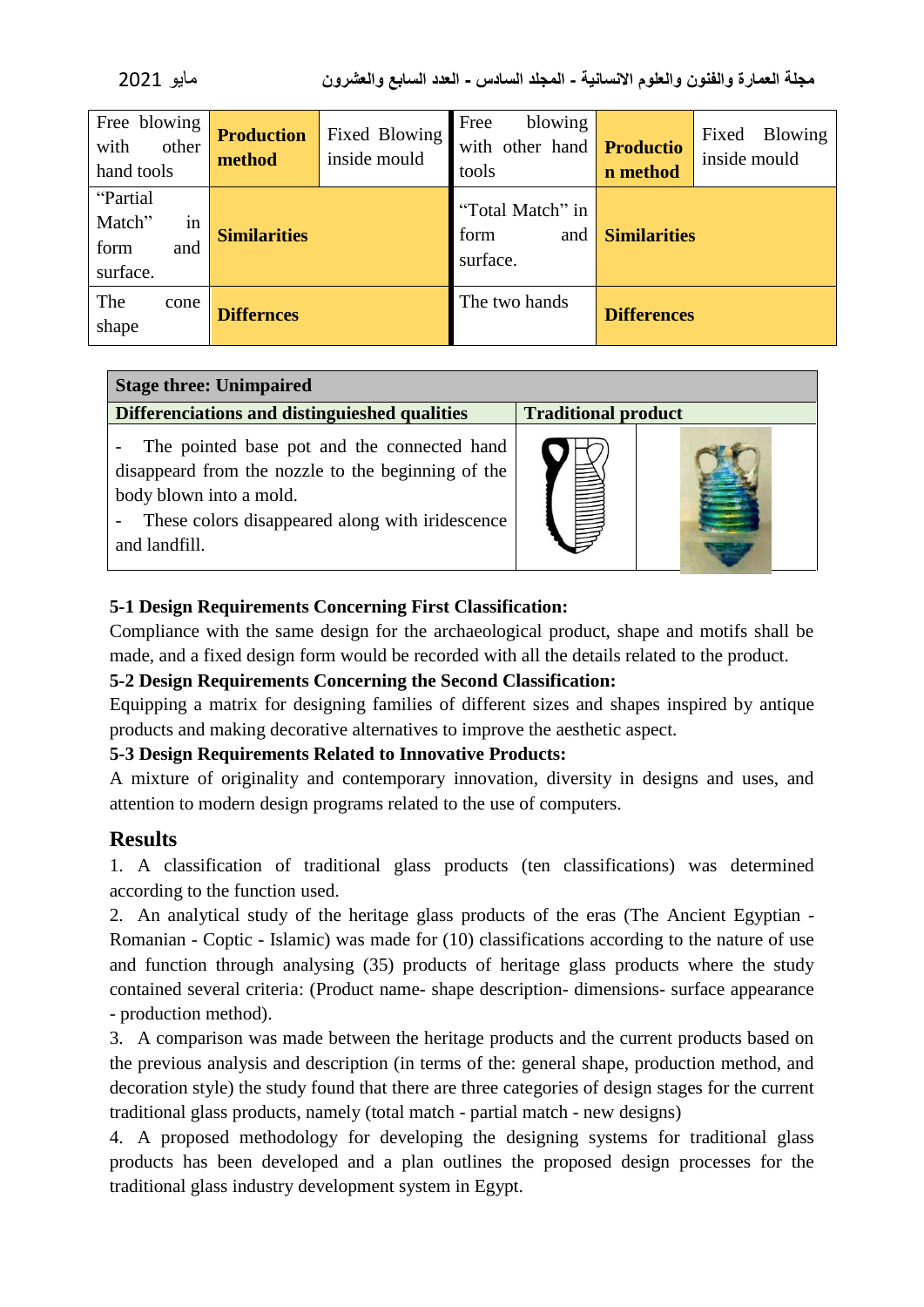| Free blowing with other hand tools | **Production method** | Fixed Blowing inside mould | Free blowing with other hand tools | **Productio n method** | Fixed Blowing inside mould |
|---|---|---|---|---|---|
| “Partial Match” in form and surface. | **Similarities** | | “Total Match” in form and surface. | **Similarities** | |
| The cone shape | **Differnces** | | The two hands | **Differences** | |

| **Stage three: Unimpaired** | | |
|---|---|---|
| **Differenciations and distingueished qualities** | **Traditional product** | |
| - The pointed base pot and the connected hand disappeard from the nozzle to the beginning of the body blown into a mold.<br>- These colors disappeared along with iridescence and landfill. | | |

**5-1 Design Requirements Concerning First Classification:**
Compliance with the same design for the archaeological product, shape and motifs shall be made, and a fixed design form would be recorded with all the details related to the product.
**5-2 Design Requirements Concerning the Second Classification:**
Equipping a matrix for designing families of different sizes and shapes inspired by antique products and making decorative alternatives to improve the aesthetic aspect.
**5-3 Design Requirements Related to Innovative Products:**
A mixture of originality and contemporary innovation, diversity in designs and uses, and attention to modern design programs related to the use of computers.

## Results

1. A classification of traditional glass products (ten classifications) was determined according to the function used.
2. An analytical study of the heritage glass products of the eras (The Ancient Egyptian - Romanian - Coptic - Islamic) was made for (10) classifications according to the nature of use and function through analysing (35) products of heritage glass products where the study contained several criteria: (Product name- shape description- dimensions- surface appearance - production method).
3. A comparison was made between the heritage products and the current products based on the previous analysis and description (in terms of the: general shape, production method, and decoration style) the study found that there are three categories of design stages for the current traditional glass products, namely (total match - partial match - new designs)
4. A proposed methodology for developing the designing systems for traditional glass products has been developed and a plan outlines the proposed design processes for the traditional glass industry development system in Egypt.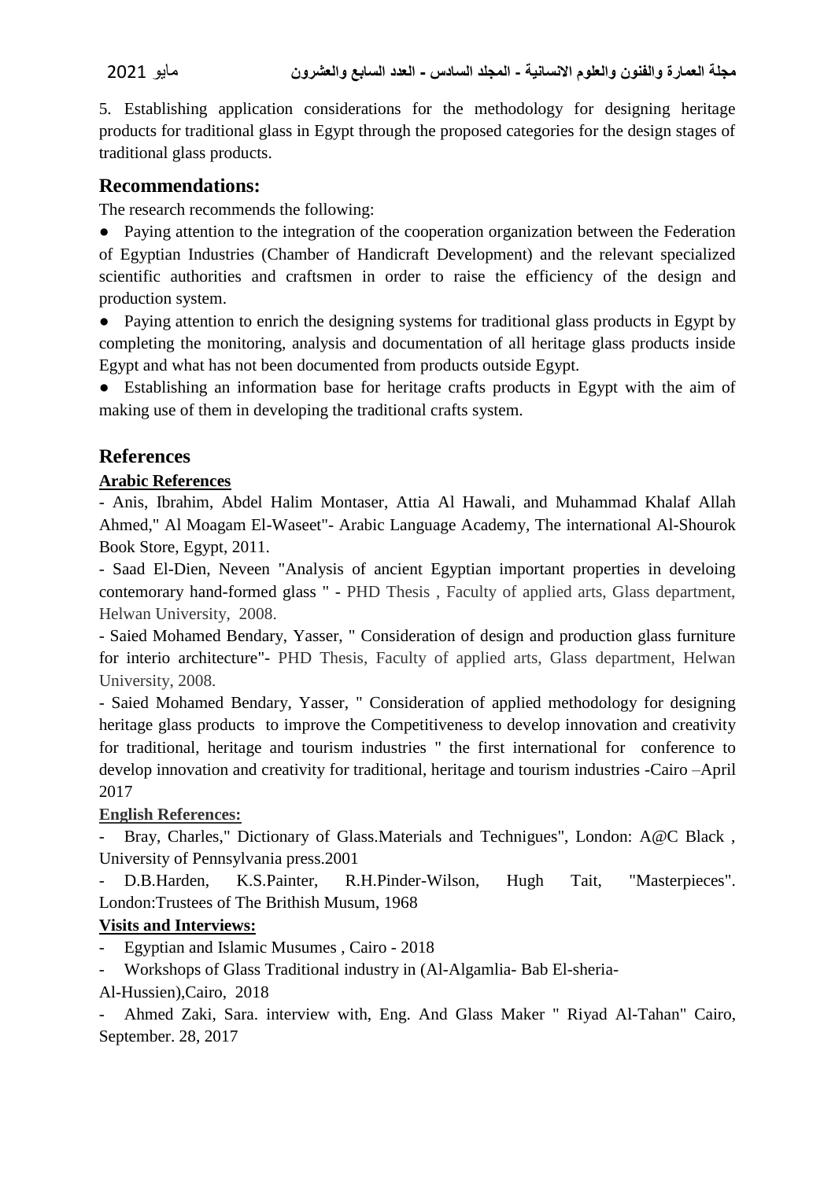5. Establishing application considerations for the methodology for designing heritage products for traditional glass in Egypt through the proposed categories for the design stages of traditional glass products.

## Recommendations:

The research recommends the following:

● Paying attention to the integration of the cooperation organization between the Federation of Egyptian Industries (Chamber of Handicraft Development) and the relevant specialized scientific authorities and craftsmen in order to raise the efficiency of the design and production system.

● Paying attention to enrich the designing systems for traditional glass products in Egypt by completing the monitoring, analysis and documentation of all heritage glass products inside Egypt and what has not been documented from products outside Egypt.

● Establishing an information base for heritage crafts products in Egypt with the aim of making use of them in developing the traditional crafts system.

## References

### Arabic References

- Anis, Ibrahim, Abdel Halim Montaser, Attia Al Hawali, and Muhammad Khalaf Allah Ahmed," Al Moagam El-Waseet"- Arabic Language Academy, The international Al-Shourok Book Store, Egypt, 2011.
- Saad El-Dien, Neveen "Analysis of ancient Egyptian important properties in develoing contemorary hand-formed glass " - PHD Thesis , Faculty of applied arts, Glass department, Helwan University, 2008.
- Saied Mohamed Bendary, Yasser, " Consideration of design and production glass furniture for interio architecture"- PHD Thesis, Faculty of applied arts, Glass department, Helwan University, 2008.
- Saied Mohamed Bendary, Yasser, " Consideration of applied methodology for designing heritage glass products to improve the Competitiveness to develop innovation and creativity for traditional, heritage and tourism industries " the first international for conference to develop innovation and creativity for traditional, heritage and tourism industries -Cairo –April 2017

### English References:

- Bray, Charles," Dictionary of Glass.Materials and Technigues", London: A@C Black , University of Pennsylvania press.2001
- D.B.Harden, K.S.Painter, R.H.Pinder-Wilson, Hugh Tait, "Masterpieces". London:Trustees of The Brithish Musum, 1968

### Visits and Interviews:

- Egyptian and Islamic Musumes , Cairo - 2018
- Workshops of Glass Traditional industry in (Al-Algamlia- Bab El-sheria- Al-Hussien),Cairo, 2018
- Ahmed Zaki, Sara. interview with, Eng. And Glass Maker " Riyad Al-Tahan" Cairo, September. 28, 2017